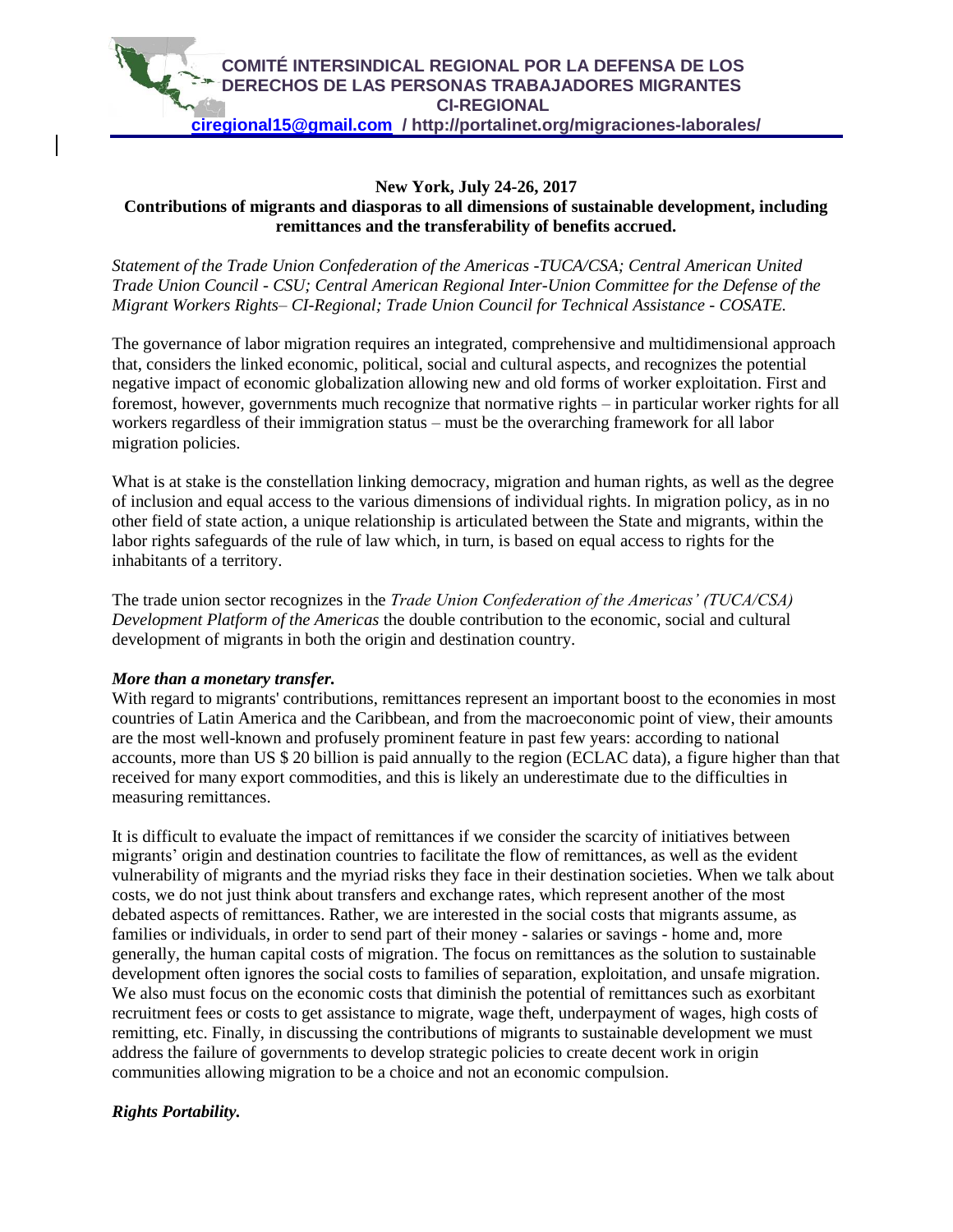**COMITÉ INTERSINDICAL REGIONAL POR LA DEFENSA DE LOS DERECHOS DE LAS PERSONAS TRABAJADORES MIGRANTES**
**CI-REGIONAL**
**ciregional15@gmail.com / http://portalinet.org/migraciones-laborales/**

**New York, July 24-26, 2017**

**Contributions of migrants and diasporas to all dimensions of sustainable development, including remittances and the transferability of benefits accrued.**

*Statement of the Trade Union Confederation of the Americas -TUCA/CSA; Central American United Trade Union Council - CSU; Central American Regional Inter-Union Committee for the Defense of the Migrant Workers Rights– CI-Regional; Trade Union Council for Technical Assistance - COSATE.*

The governance of labor migration requires an integrated, comprehensive and multidimensional approach that, considers the linked economic, political, social and cultural aspects, and recognizes the potential negative impact of economic globalization allowing new and old forms of worker exploitation. First and foremost, however, governments much recognize that normative rights – in particular worker rights for all workers regardless of their immigration status – must be the overarching framework for all labor migration policies.

What is at stake is the constellation linking democracy, migration and human rights, as well as the degree of inclusion and equal access to the various dimensions of individual rights. In migration policy, as in no other field of state action, a unique relationship is articulated between the State and migrants, within the labor rights safeguards of the rule of law which, in turn, is based on equal access to rights for the inhabitants of a territory.

The trade union sector recognizes in the *Trade Union Confederation of the Americas' (TUCA/CSA) Development Platform of the Americas* the double contribution to the economic, social and cultural development of migrants in both the origin and destination country.

***More than a monetary transfer.***

With regard to migrants' contributions, remittances represent an important boost to the economies in most countries of Latin America and the Caribbean, and from the macroeconomic point of view, their amounts are the most well-known and profusely prominent feature in past few years: according to national accounts, more than US $ 20 billion is paid annually to the region (ECLAC data), a figure higher than that received for many export commodities, and this is likely an underestimate due to the difficulties in measuring remittances.

It is difficult to evaluate the impact of remittances if we consider the scarcity of initiatives between migrants' origin and destination countries to facilitate the flow of remittances, as well as the evident vulnerability of migrants and the myriad risks they face in their destination societies. When we talk about costs, we do not just think about transfers and exchange rates, which represent another of the most debated aspects of remittances. Rather, we are interested in the social costs that migrants assume, as families or individuals, in order to send part of their money - salaries or savings - home and, more generally, the human capital costs of migration. The focus on remittances as the solution to sustainable development often ignores the social costs to families of separation, exploitation, and unsafe migration. We also must focus on the economic costs that diminish the potential of remittances such as exorbitant recruitment fees or costs to get assistance to migrate, wage theft, underpayment of wages, high costs of remitting, etc. Finally, in discussing the contributions of migrants to sustainable development we must address the failure of governments to develop strategic policies to create decent work in origin communities allowing migration to be a choice and not an economic compulsion.

***Rights Portability.***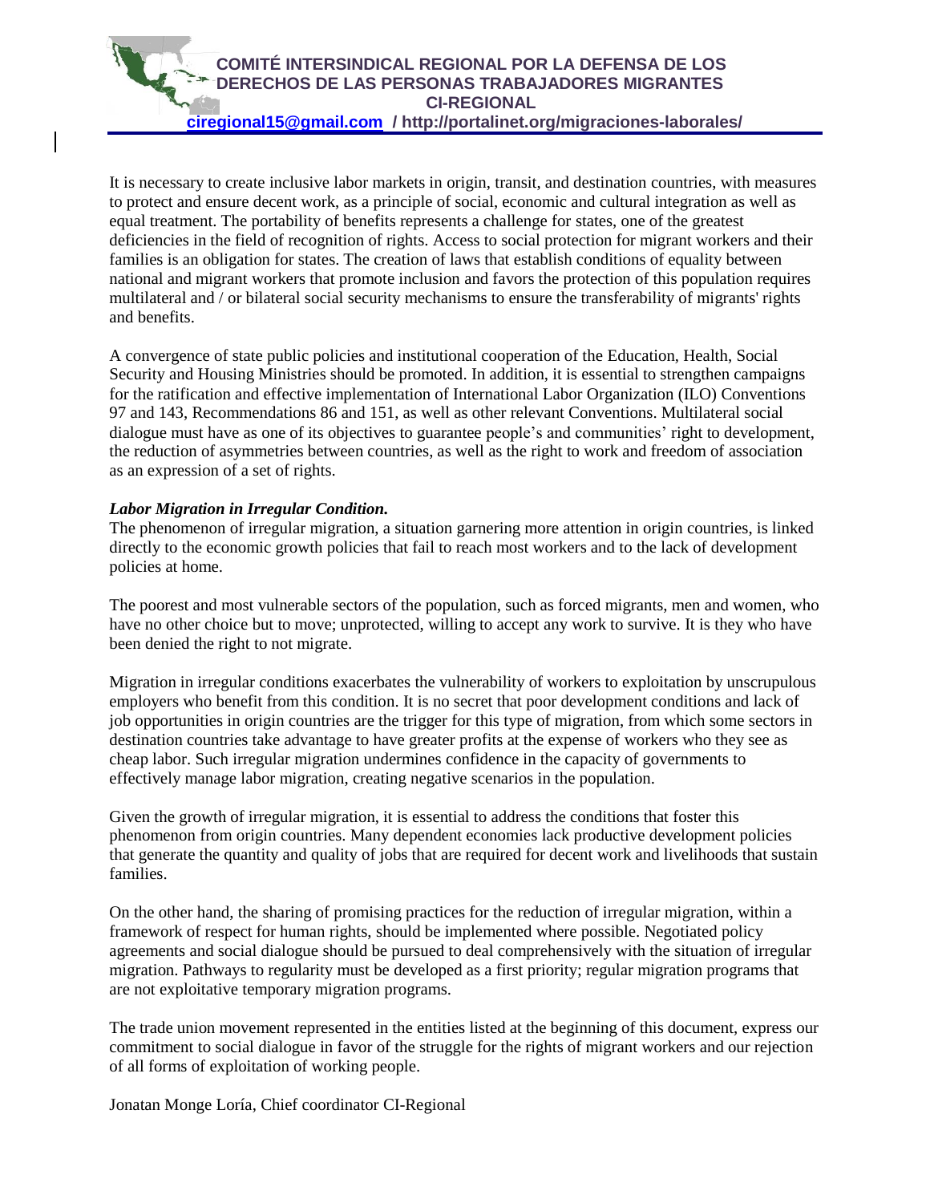It is necessary to create inclusive labor markets in origin, transit, and destination countries, with measures to protect and ensure decent work, as a principle of social, economic and cultural integration as well as equal treatment. The portability of benefits represents a challenge for states, one of the greatest deficiencies in the field of recognition of rights. Access to social protection for migrant workers and their families is an obligation for states. The creation of laws that establish conditions of equality between national and migrant workers that promote inclusion and favors the protection of this population requires multilateral and / or bilateral social security mechanisms to ensure the transferability of migrants' rights and benefits.

A convergence of state public policies and institutional cooperation of the Education, Health, Social Security and Housing Ministries should be promoted. In addition, it is essential to strengthen campaigns for the ratification and effective implementation of International Labor Organization (ILO) Conventions 97 and 143, Recommendations 86 and 151, as well as other relevant Conventions. Multilateral social dialogue must have as one of its objectives to guarantee people's and communities' right to development, the reduction of asymmetries between countries, as well as the right to work and freedom of association as an expression of a set of rights.

***Labor Migration in Irregular Condition.***

The phenomenon of irregular migration, a situation garnering more attention in origin countries, is linked directly to the economic growth policies that fail to reach most workers and to the lack of development policies at home.

The poorest and most vulnerable sectors of the population, such as forced migrants, men and women, who have no other choice but to move; unprotected, willing to accept any work to survive. It is they who have been denied the right to not migrate.

Migration in irregular conditions exacerbates the vulnerability of workers to exploitation by unscrupulous employers who benefit from this condition. It is no secret that poor development conditions and lack of job opportunities in origin countries are the trigger for this type of migration, from which some sectors in destination countries take advantage to have greater profits at the expense of workers who they see as cheap labor. Such irregular migration undermines confidence in the capacity of governments to effectively manage labor migration, creating negative scenarios in the population.

Given the growth of irregular migration, it is essential to address the conditions that foster this phenomenon from origin countries. Many dependent economies lack productive development policies that generate the quantity and quality of jobs that are required for decent work and livelihoods that sustain families.

On the other hand, the sharing of promising practices for the reduction of irregular migration, within a framework of respect for human rights, should be implemented where possible. Negotiated policy agreements and social dialogue should be pursued to deal comprehensively with the situation of irregular migration. Pathways to regularity must be developed as a first priority; regular migration programs that are not exploitative temporary migration programs.

The trade union movement represented in the entities listed at the beginning of this document, express our commitment to social dialogue in favor of the struggle for the rights of migrant workers and our rejection of all forms of exploitation of working people.

Jonatan Monge Loría, Chief coordinator CI-Regional